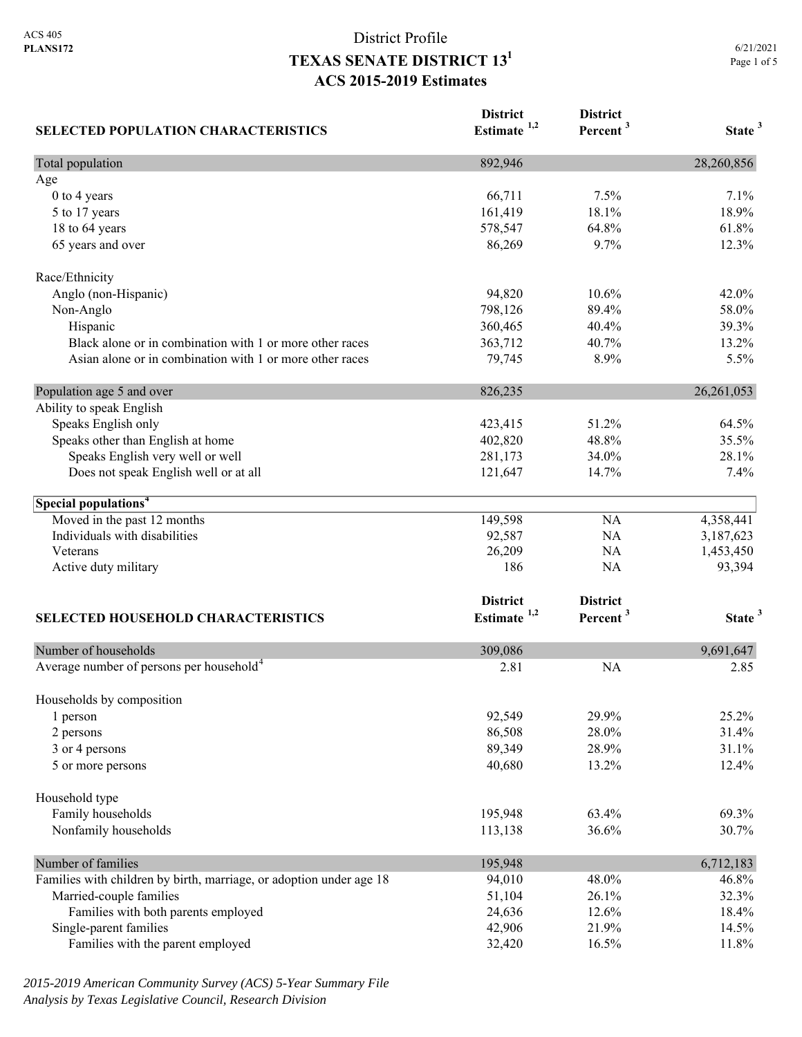ACS 405
**PLANS172**

# District Profile
# TEXAS SENATE DISTRICT 13[1]
## ACS 2015-2019 Estimates

6/21/2021

| SELECTED POPULATION CHARACTERISTICS | District Estimate [1,2] | District Percent [3] | State [3] |
|---|---|---|---|
| Total population | 892,946 | | 28,260,856 |
| Age | | | |
| 0 to 4 years | 66,711 | 7.5% | 7.1% |
| 5 to 17 years | 161,419 | 18.1% | 18.9% |
| 18 to 64 years | 578,547 | 64.8% | 61.8% |
| 65 years and over | 86,269 | 9.7% | 12.3% |
| | | | |
| Race/Ethnicity | | | |
| Anglo (non-Hispanic) | 94,820 | 10.6% | 42.0% |
| Non-Anglo | 798,126 | 89.4% | 58.0% |
| Hispanic | 360,465 | 40.4% | 39.3% |
| Black alone or in combination with 1 or more other races | 363,712 | 40.7% | 13.2% |
| Asian alone or in combination with 1 or more other races | 79,745 | 8.9% | 5.5% |
| | | | |
| Population age 5 and over | 826,235 | | 26,261,053 |
| Ability to speak English | | | |
| Speaks English only | 423,415 | 51.2% | 64.5% |
| Speaks other than English at home | 402,820 | 48.8% | 35.5% |
| Speaks English very well or well | 281,173 | 34.0% | 28.1% |
| Does not speak English well or at all | 121,647 | 14.7% | 7.4% |
| | | | |
| **Special populations[4]** | | | |
| Moved in the past 12 months | 149,598 | NA | 4,358,441 |
| Individuals with disabilities | 92,587 | NA | 3,187,623 |
| Veterans | 26,209 | NA | 1,453,450 |
| Active duty military | 186 | NA | 93,394 |

| SELECTED HOUSEHOLD CHARACTERISTICS | District Estimate [1,2] | District Percent [3] | State [3] |
|---|---|---|---|
| Number of households | 309,086 | | 9,691,647 |
| Average number of persons per household[4] | 2.81 | NA | 2.85 |
| | | | |
| Households by composition | | | |
| 1 person | 92,549 | 29.9% | 25.2% |
| 2 persons | 86,508 | 28.0% | 31.4% |
| 3 or 4 persons | 89,349 | 28.9% | 31.1% |
| 5 or more persons | 40,680 | 13.2% | 12.4% |
| | | | |
| Household type | | | |
| Family households | 195,948 | 63.4% | 69.3% |
| Nonfamily households | 113,138 | 36.6% | 30.7% |
| | | | |
| Number of families | 195,948 | | 6,712,183 |
| Families with children by birth, marriage, or adoption under age 18 | 94,010 | 48.0% | 46.8% |
| Married-couple families | 51,104 | 26.1% | 32.3% |
| Families with both parents employed | 24,636 | 12.6% | 18.4% |
| Single-parent families | 42,906 | 21.9% | 14.5% |
| Families with the parent employed | 32,420 | 16.5% | 11.8% |

*2015-2019 American Community Survey (ACS) 5-Year Summary File*
*Analysis by Texas Legislative Council, Research Division*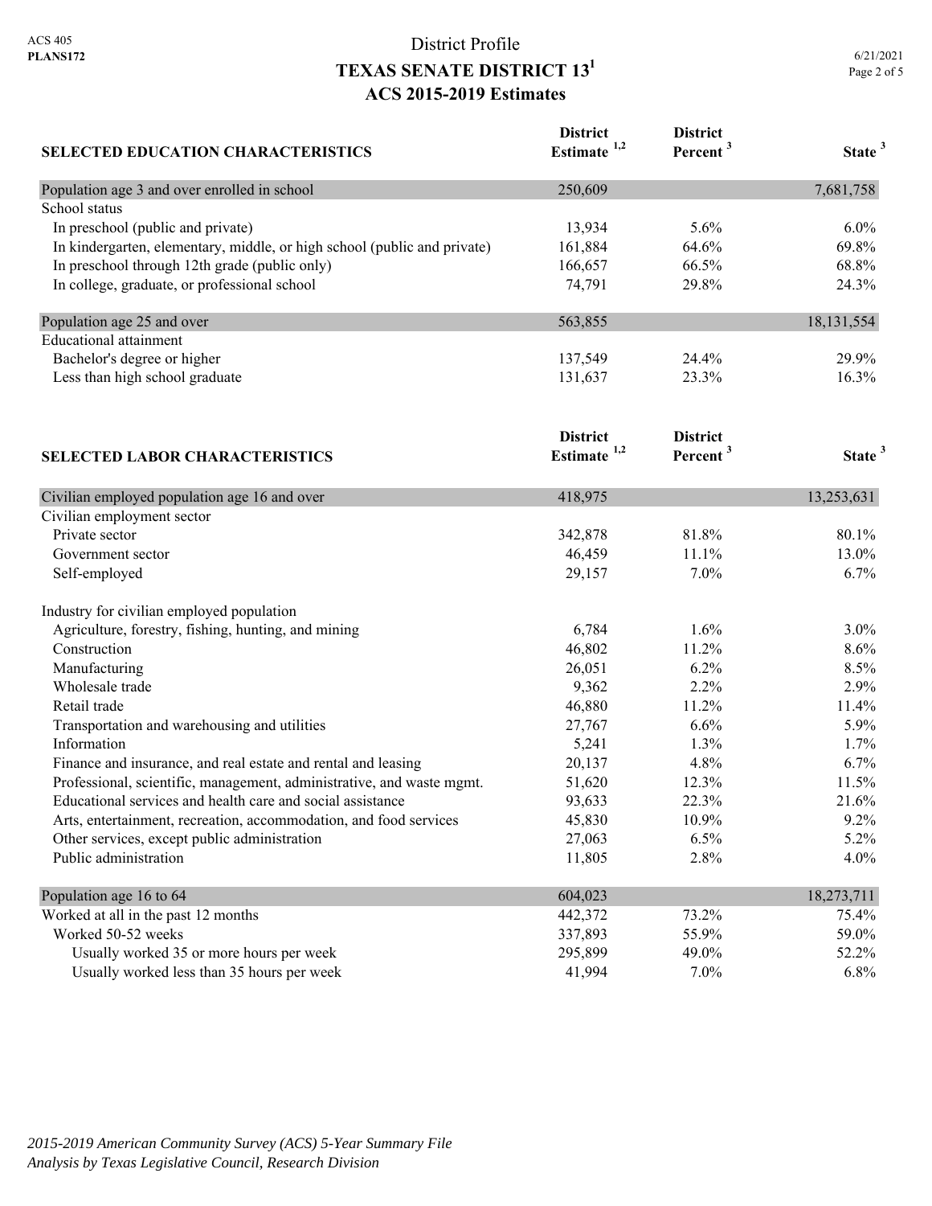# District Profile
## TEXAS SENATE DISTRICT 13[1]
## ACS 2015-2019 Estimates

| SELECTED EDUCATION CHARACTERISTICS | District Estimate [1,2] | District Percent [3] | State [3] |
|---|---|---|---|
| Population age 3 and over enrolled in school | 250,609 | | 7,681,758 |
| School status | | | |
| In preschool (public and private) | 13,934 | 5.6% | 6.0% |
| In kindergarten, elementary, middle, or high school (public and private) | 161,884 | 64.6% | 69.8% |
| In preschool through 12th grade (public only) | 166,657 | 66.5% | 68.8% |
| In college, graduate, or professional school | 74,791 | 29.8% | 24.3% |
| Population age 25 and over | 563,855 | | 18,131,554 |
| Educational attainment | | | |
| Bachelor's degree or higher | 137,549 | 24.4% | 29.9% |
| Less than high school graduate | 131,637 | 23.3% | 16.3% |

| SELECTED LABOR CHARACTERISTICS | District Estimate [1,2] | District Percent [3] | State [3] |
|---|---|---|---|
| Civilian employed population age 16 and over | 418,975 | | 13,253,631 |
| Civilian employment sector | | | |
| Private sector | 342,878 | 81.8% | 80.1% |
| Government sector | 46,459 | 11.1% | 13.0% |
| Self-employed | 29,157 | 7.0% | 6.7% |
| Industry for civilian employed population | | | |
| Agriculture, forestry, fishing, hunting, and mining | 6,784 | 1.6% | 3.0% |
| Construction | 46,802 | 11.2% | 8.6% |
| Manufacturing | 26,051 | 6.2% | 8.5% |
| Wholesale trade | 9,362 | 2.2% | 2.9% |
| Retail trade | 46,880 | 11.2% | 11.4% |
| Transportation and warehousing and utilities | 27,767 | 6.6% | 5.9% |
| Information | 5,241 | 1.3% | 1.7% |
| Finance and insurance, and real estate and rental and leasing | 20,137 | 4.8% | 6.7% |
| Professional, scientific, management, administrative, and waste mgmt. | 51,620 | 12.3% | 11.5% |
| Educational services and health care and social assistance | 93,633 | 22.3% | 21.6% |
| Arts, entertainment, recreation, accommodation, and food services | 45,830 | 10.9% | 9.2% |
| Other services, except public administration | 27,063 | 6.5% | 5.2% |
| Public administration | 11,805 | 2.8% | 4.0% |
| Population age 16 to 64 | 604,023 | | 18,273,711 |
| Worked at all in the past 12 months | 442,372 | 73.2% | 75.4% |
| Worked 50-52 weeks | 337,893 | 55.9% | 59.0% |
| Usually worked 35 or more hours per week | 295,899 | 49.0% | 52.2% |
| Usually worked less than 35 hours per week | 41,994 | 7.0% | 6.8% |

*2015-2019 American Community Survey (ACS) 5-Year Summary File*
*Analysis by Texas Legislative Council, Research Division*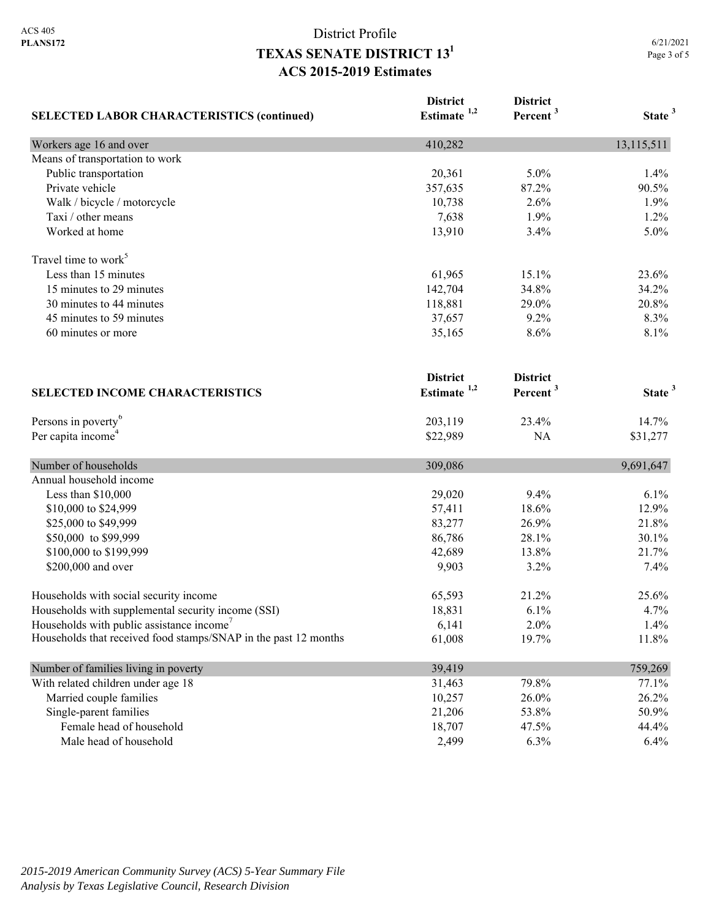District Profile

# TEXAS SENATE DISTRICT 13[1]

## ACS 2015-2019 Estimates

| SELECTED LABOR CHARACTERISTICS (continued) | District Estimate [1,2] | District Percent [3] | State [3] |
|---|---|---|---|
| Workers age 16 and over | 410,282 | | 13,115,511 |
| Means of transportation to work | | | |
| Public transportation | 20,361 | 5.0% | 1.4% |
| Private vehicle | 357,635 | 87.2% | 90.5% |
| Walk / bicycle / motorcycle | 10,738 | 2.6% | 1.9% |
| Taxi / other means | 7,638 | 1.9% | 1.2% |
| Worked at home | 13,910 | 3.4% | 5.0% |
| Travel time to work[5] | | | |
| Less than 15 minutes | 61,965 | 15.1% | 23.6% |
| 15 minutes to 29 minutes | 142,704 | 34.8% | 34.2% |
| 30 minutes to 44 minutes | 118,881 | 29.0% | 20.8% |
| 45 minutes to 59 minutes | 37,657 | 9.2% | 8.3% |
| 60 minutes or more | 35,165 | 8.6% | 8.1% |

| SELECTED INCOME CHARACTERISTICS | District Estimate [1,2] | District Percent [3] | State [3] |
|---|---|---|---|
| Persons in poverty[6] | 203,119 | 23.4% | 14.7% |
| Per capita income[4] | $22,989 | NA | $31,277 |
| Number of households | 309,086 | | 9,691,647 |
| Annual household income | | | |
| Less than $10,000 | 29,020 | 9.4% | 6.1% |
| $10,000 to $24,999 | 57,411 | 18.6% | 12.9% |
| $25,000 to $49,999 | 83,277 | 26.9% | 21.8% |
| $50,000 to $99,999 | 86,786 | 28.1% | 30.1% |
| $100,000 to $199,999 | 42,689 | 13.8% | 21.7% |
| $200,000 and over | 9,903 | 3.2% | 7.4% |
| Households with social security income | 65,593 | 21.2% | 25.6% |
| Households with supplemental security income (SSI) | 18,831 | 6.1% | 4.7% |
| Households with public assistance income[7] | 6,141 | 2.0% | 1.4% |
| Households that received food stamps/SNAP in the past 12 months | 61,008 | 19.7% | 11.8% |
| Number of families living in poverty | 39,419 | | 759,269 |
| With related children under age 18 | 31,463 | 79.8% | 77.1% |
| Married couple families | 10,257 | 26.0% | 26.2% |
| Single-parent families | 21,206 | 53.8% | 50.9% |
| Female head of household | 18,707 | 47.5% | 44.4% |
| Male head of household | 2,499 | 6.3% | 6.4% |

*2015-2019 American Community Survey (ACS) 5-Year Summary File*
*Analysis by Texas Legislative Council, Research Division*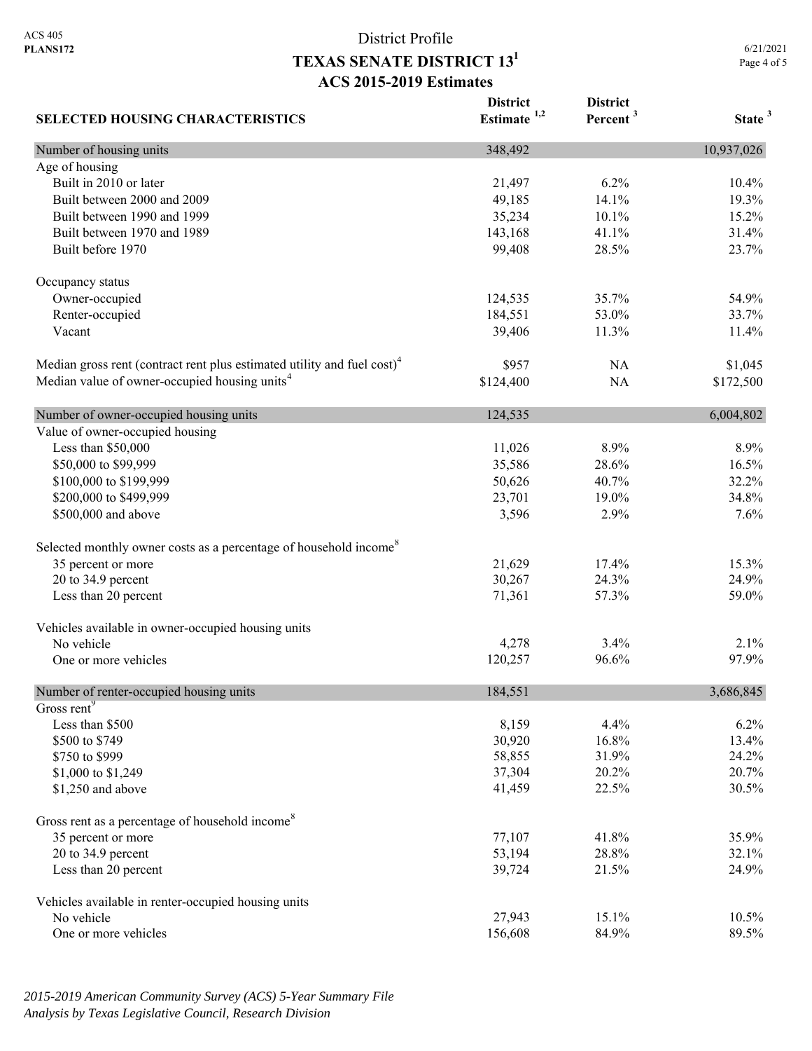# District Profile

## TEXAS SENATE DISTRICT 13[1]

### ACS 2015-2019 Estimates

| SELECTED HOUSING CHARACTERISTICS | District Estimate [1,2] | District Percent [3] | State [3] |
|---|---|---|---|
| Number of housing units | 348,492 | | 10,937,026 |
| Age of housing | | | |
| Built in 2010 or later | 21,497 | 6.2% | 10.4% |
| Built between 2000 and 2009 | 49,185 | 14.1% | 19.3% |
| Built between 1990 and 1999 | 35,234 | 10.1% | 15.2% |
| Built between 1970 and 1989 | 143,168 | 41.1% | 31.4% |
| Built before 1970 | 99,408 | 28.5% | 23.7% |
| Occupancy status | | | |
| Owner-occupied | 124,535 | 35.7% | 54.9% |
| Renter-occupied | 184,551 | 53.0% | 33.7% |
| Vacant | 39,406 | 11.3% | 11.4% |
| Median gross rent (contract rent plus estimated utility and fuel cost)[4] | $957 | NA | $1,045 |
| Median value of owner-occupied housing units[4] | $124,400 | NA | $172,500 |
| Number of owner-occupied housing units | 124,535 | | 6,004,802 |
| Value of owner-occupied housing | | | |
| Less than $50,000 | 11,026 | 8.9% | 8.9% |
| $50,000 to $99,999 | 35,586 | 28.6% | 16.5% |
| $100,000 to $199,999 | 50,626 | 40.7% | 32.2% |
| $200,000 to $499,999 | 23,701 | 19.0% | 34.8% |
| $500,000 and above | 3,596 | 2.9% | 7.6% |
| Selected monthly owner costs as a percentage of household income[8] | | | |
| 35 percent or more | 21,629 | 17.4% | 15.3% |
| 20 to 34.9 percent | 30,267 | 24.3% | 24.9% |
| Less than 20 percent | 71,361 | 57.3% | 59.0% |
| Vehicles available in owner-occupied housing units | | | |
| No vehicle | 4,278 | 3.4% | 2.1% |
| One or more vehicles | 120,257 | 96.6% | 97.9% |
| Number of renter-occupied housing units | 184,551 | | 3,686,845 |
| Gross rent[9] | | | |
| Less than $500 | 8,159 | 4.4% | 6.2% |
| $500 to $749 | 30,920 | 16.8% | 13.4% |
| $750 to $999 | 58,855 | 31.9% | 24.2% |
| $1,000 to $1,249 | 37,304 | 20.2% | 20.7% |
| $1,250 and above | 41,459 | 22.5% | 30.5% |
| Gross rent as a percentage of household income[8] | | | |
| 35 percent or more | 77,107 | 41.8% | 35.9% |
| 20 to 34.9 percent | 53,194 | 28.8% | 32.1% |
| Less than 20 percent | 39,724 | 21.5% | 24.9% |
| Vehicles available in renter-occupied housing units | | | |
| No vehicle | 27,943 | 15.1% | 10.5% |
| One or more vehicles | 156,608 | 84.9% | 89.5% |

*2015-2019 American Community Survey (ACS) 5-Year Summary File*
*Analysis by Texas Legislative Council, Research Division*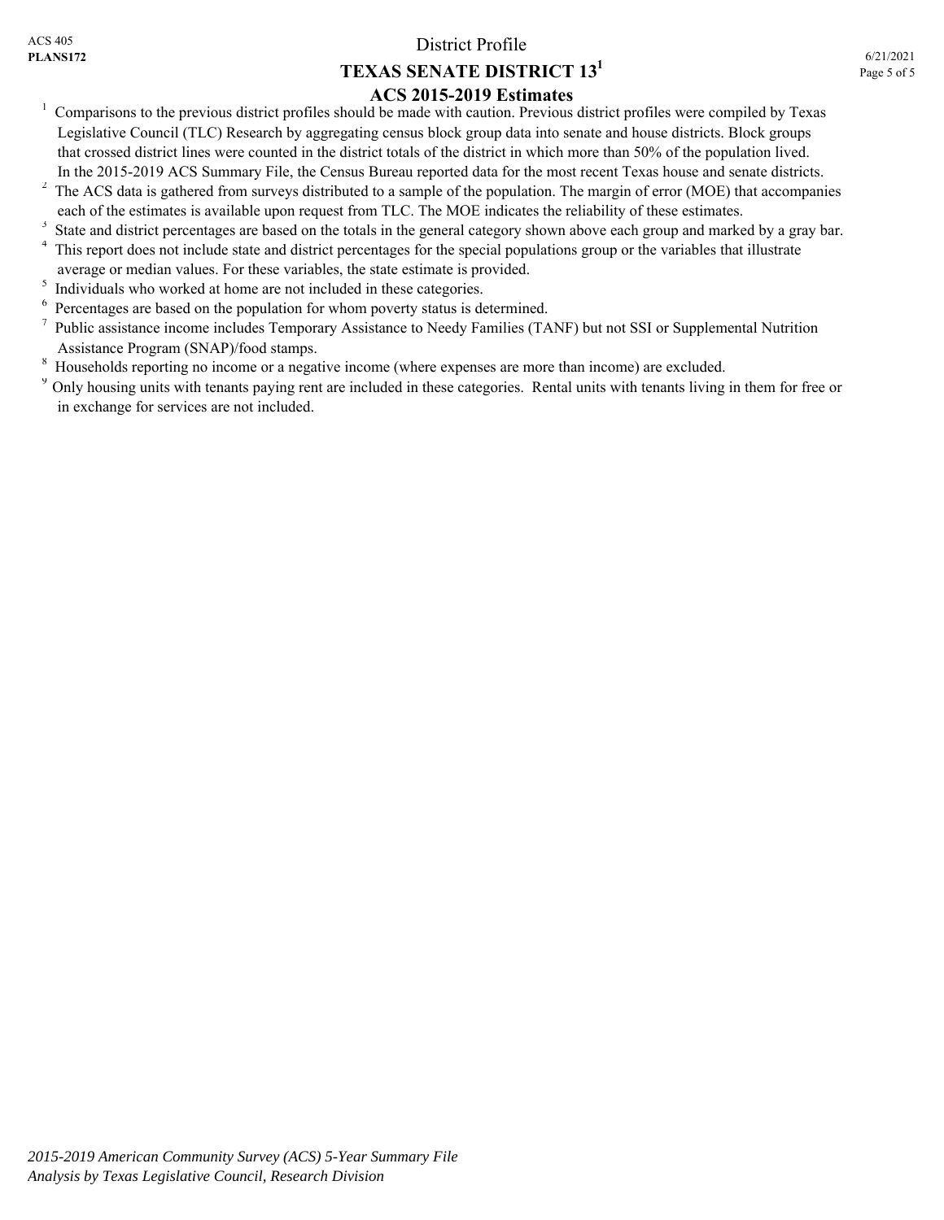District Profile

# TEXAS SENATE DISTRICT 13[1]

## ACS 2015-2019 Estimates

[1] Comparisons to the previous district profiles should be made with caution. Previous district profiles were compiled by Texas Legislative Council (TLC) Research by aggregating census block group data into senate and house districts. Block groups that crossed district lines were counted in the district totals of the district in which more than 50% of the population lived. In the 2015-2019 ACS Summary File, the Census Bureau reported data for the most recent Texas house and senate districts.

[2] The ACS data is gathered from surveys distributed to a sample of the population. The margin of error (MOE) that accompanies each of the estimates is available upon request from TLC. The MOE indicates the reliability of these estimates.

[3] State and district percentages are based on the totals in the general category shown above each group and marked by a gray bar.

[4] This report does not include state and district percentages for the special populations group or the variables that illustrate average or median values. For these variables, the state estimate is provided.

[5] Individuals who worked at home are not included in these categories.

[6] Percentages are based on the population for whom poverty status is determined.

[7] Public assistance income includes Temporary Assistance to Needy Families (TANF) but not SSI or Supplemental Nutrition Assistance Program (SNAP)/food stamps.

[8] Households reporting no income or a negative income (where expenses are more than income) are excluded.

[9] Only housing units with tenants paying rent are included in these categories. Rental units with tenants living in them for free or in exchange for services are not included.

*2015-2019 American Community Survey (ACS) 5-Year Summary File*
*Analysis by Texas Legislative Council, Research Division*